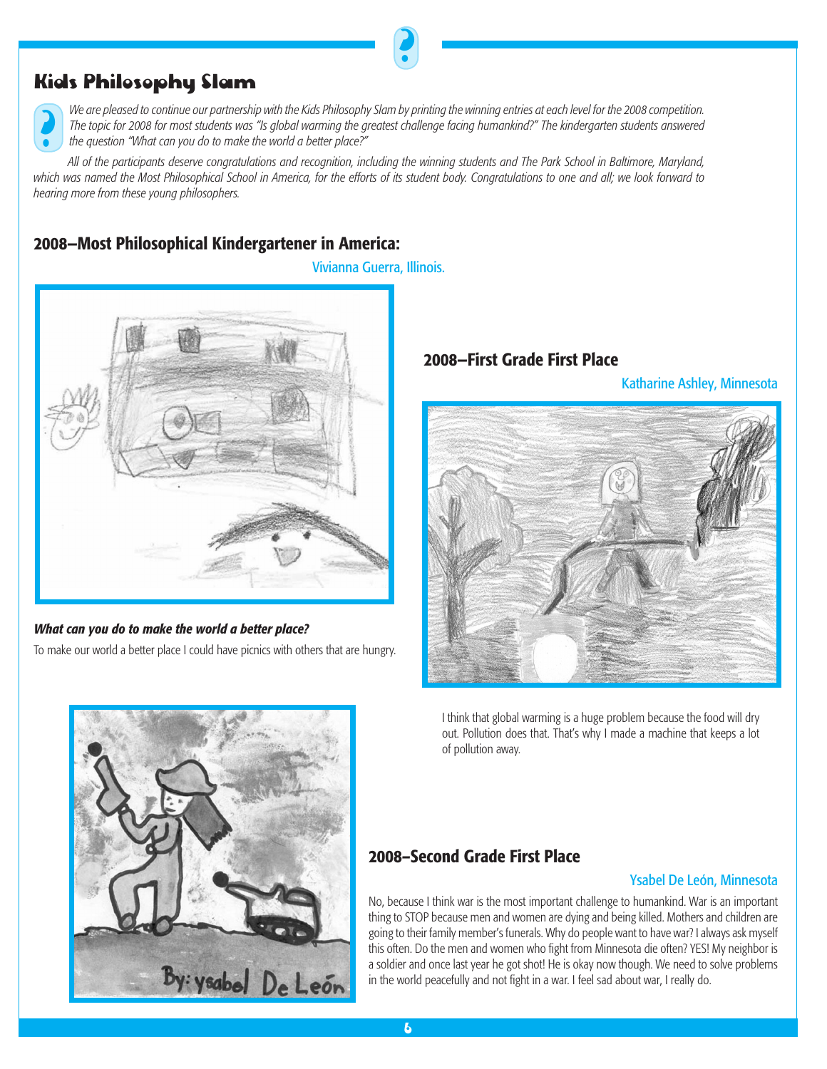# Kids Philosophy Slam

*We are pleased to continue our partnership with the Kids Philosophy Slam by printing the winning entries at each level for the 2008 competition. The topic for 2008 for most students was "Is global warming the greatest challenge facing humankind?" The kindergarten students answered the question "What can you do to make the world a better place?"*

*All of the participants deserve congratulations and recognition, including the winning students and The Park School in Baltimore, Maryland, which was named the Most Philosophical School in America, for the efforts of its student body. Congratulations to one and all; we look forward to hearing more from these young philosophers.*

## 2008–Most Philosophical Kindergartener in America:

Vivianna Guerra, Illinois.

***What can you do to make the world a better place?***

To make our world a better place I could have picnics with others that are hungry.

## 2008–First Grade First Place

Katharine Ashley, Minnesota

I think that global warming is a huge problem because the food will dry out. Pollution does that. That's why I made a machine that keeps a lot of pollution away.

## 2008–Second Grade First Place

Ysabel De León, Minnesota

No, because I think war is the most important challenge to humankind. War is an important thing to STOP because men and women are dying and being killed. Mothers and children are going to their family member's funerals. Why do people want to have war? I always ask myself this often. Do the men and women who fight from Minnesota die often? YES! My neighbor is a soldier and once last year he got shot! He is okay now though. We need to solve problems in the world peacefully and not fight in a war. I feel sad about war, I really do.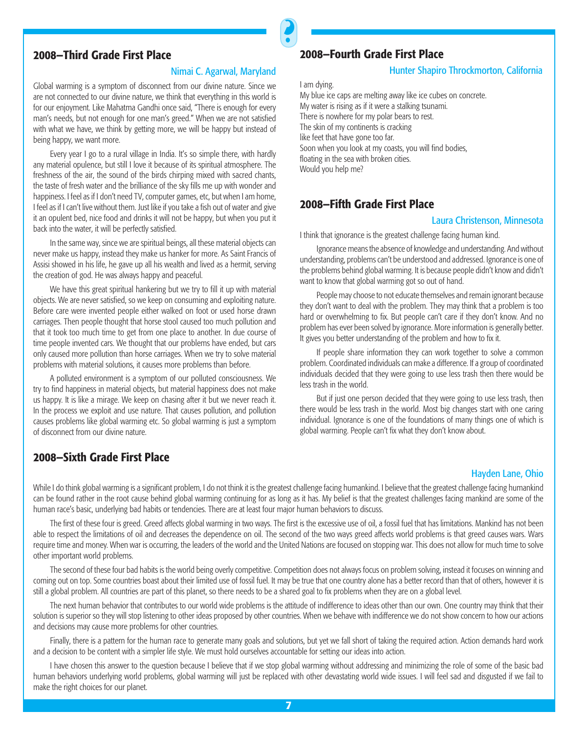## 2008–Third Grade First Place

Nimai C. Agarwal, Maryland

Global warming is a symptom of disconnect from our divine nature. Since we are not connected to our divine nature, we think that everything in this world is for our enjoyment. Like Mahatma Gandhi once said, "There is enough for every man's needs, but not enough for one man's greed." When we are not satisfied with what we have, we think by getting more, we will be happy but instead of being happy, we want more.

Every year I go to a rural village in India. It's so simple there, with hardly any material opulence, but still I love it because of its spiritual atmosphere. The freshness of the air, the sound of the birds chirping mixed with sacred chants, the taste of fresh water and the brilliance of the sky fills me up with wonder and happiness. I feel as if I don't need TV, computer games, etc, but when I am home, I feel as if I can't live without them. Just like if you take a fish out of water and give it an opulent bed, nice food and drinks it will not be happy, but when you put it back into the water, it will be perfectly satisfied.

In the same way, since we are spiritual beings, all these material objects can never make us happy, instead they make us hanker for more. As Saint Francis of Assisi showed in his life, he gave up all his wealth and lived as a hermit, serving the creation of god. He was always happy and peaceful.

We have this great spiritual hankering but we try to fill it up with material objects. We are never satisfied, so we keep on consuming and exploiting nature. Before care were invented people either walked on foot or used horse drawn carriages. Then people thought that horse stool caused too much pollution and that it took too much time to get from one place to another. In due course of time people invented cars. We thought that our problems have ended, but cars only caused more pollution than horse carriages. When we try to solve material problems with material solutions, it causes more problems than before.

A polluted environment is a symptom of our polluted consciousness. We try to find happiness in material objects, but material happiness does not make us happy. It is like a mirage. We keep on chasing after it but we never reach it. In the process we exploit and use nature. That causes pollution, and pollution causes problems like global warming etc. So global warming is just a symptom of disconnect from our divine nature.

## 2008–Fourth Grade First Place

Hunter Shapiro Throckmorton, California

I am dying.
My blue ice caps are melting away like ice cubes on concrete.
My water is rising as if it were a stalking tsunami.
There is nowhere for my polar bears to rest.
The skin of my continents is cracking
like feet that have gone too far.
Soon when you look at my coasts, you will find bodies,
floating in the sea with broken cities.
Would you help me?

## 2008–Fifth Grade First Place

Laura Christenson, Minnesota

I think that ignorance is the greatest challenge facing human kind.

Ignorance means the absence of knowledge and understanding. And without understanding, problems can't be understood and addressed. Ignorance is one of the problems behind global warming. It is because people didn't know and didn't want to know that global warming got so out of hand.

People may choose to not educate themselves and remain ignorant because they don't want to deal with the problem. They may think that a problem is too hard or overwhelming to fix. But people can't care if they don't know. And no problem has ever been solved by ignorance. More information is generally better. It gives you better understanding of the problem and how to fix it.

If people share information they can work together to solve a common problem. Coordinated individuals can make a difference. If a group of coordinated individuals decided that they were going to use less trash then there would be less trash in the world.

But if just one person decided that they were going to use less trash, then there would be less trash in the world. Most big changes start with one caring individual. Ignorance is one of the foundations of many things one of which is global warming. People can't fix what they don't know about.

## 2008–Sixth Grade First Place

Hayden Lane, Ohio

While I do think global warming is a significant problem, I do not think it is the greatest challenge facing humankind. I believe that the greatest challenge facing humankind can be found rather in the root cause behind global warming continuing for as long as it has. My belief is that the greatest challenges facing mankind are some of the human race's basic, underlying bad habits or tendencies. There are at least four major human behaviors to discuss.

The first of these four is greed. Greed affects global warming in two ways. The first is the excessive use of oil, a fossil fuel that has limitations. Mankind has not been able to respect the limitations of oil and decreases the dependence on oil. The second of the two ways greed affects world problems is that greed causes wars. Wars require time and money. When war is occurring, the leaders of the world and the United Nations are focused on stopping war. This does not allow for much time to solve other important world problems.

The second of these four bad habits is the world being overly competitive. Competition does not always focus on problem solving, instead it focuses on winning and coming out on top. Some countries boast about their limited use of fossil fuel. It may be true that one country alone has a better record than that of others, however it is still a global problem. All countries are part of this planet, so there needs to be a shared goal to fix problems when they are on a global level.

The next human behavior that contributes to our world wide problems is the attitude of indifference to ideas other than our own. One country may think that their solution is superior so they will stop listening to other ideas proposed by other countries. When we behave with indifference we do not show concern to how our actions and decisions may cause more problems for other countries.

Finally, there is a pattern for the human race to generate many goals and solutions, but yet we fall short of taking the required action. Action demands hard work and a decision to be content with a simpler life style. We must hold ourselves accountable for setting our ideas into action.

I have chosen this answer to the question because I believe that if we stop global warming without addressing and minimizing the role of some of the basic bad human behaviors underlying world problems, global warming will just be replaced with other devastating world wide issues. I will feel sad and disgusted if we fail to make the right choices for our planet.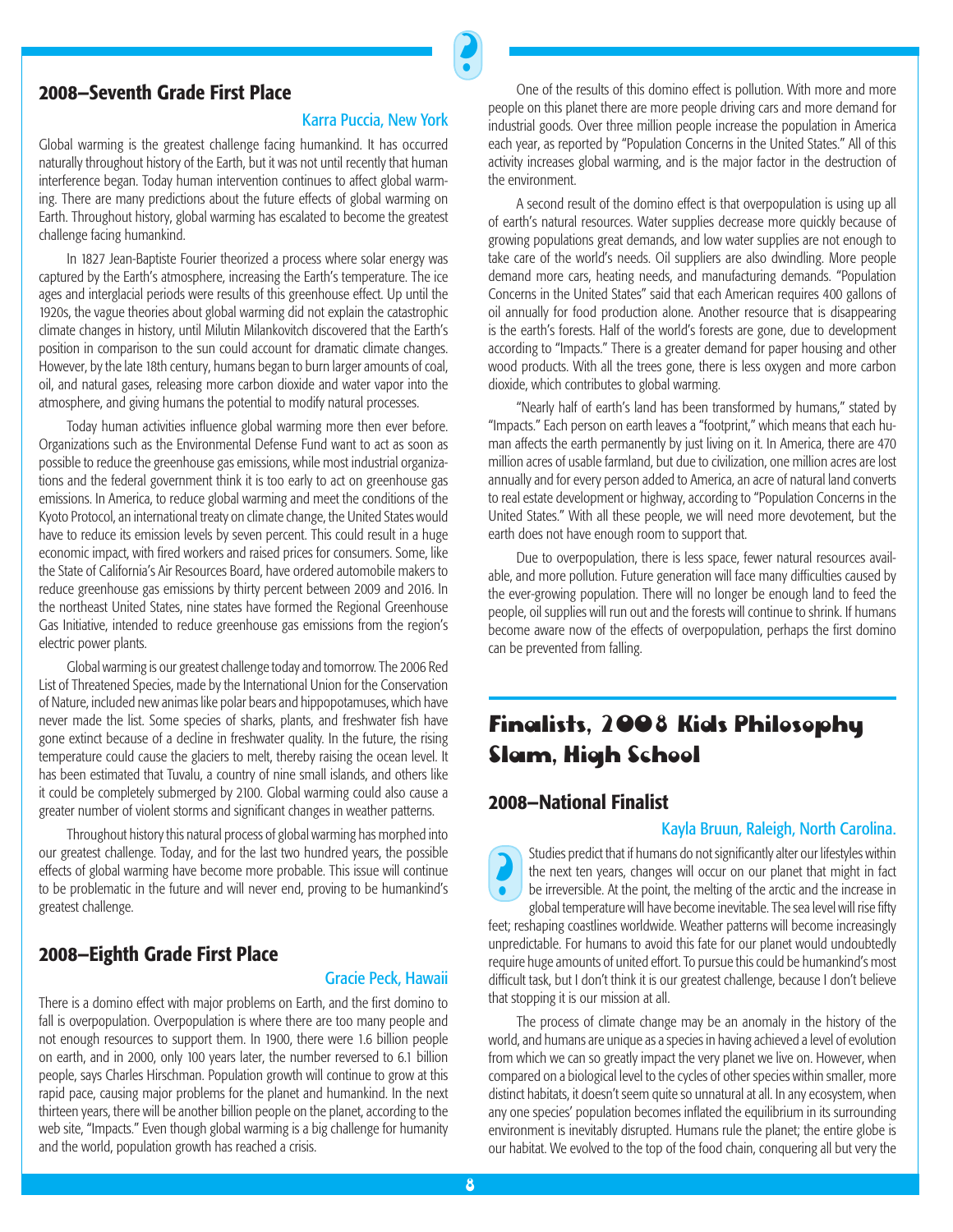## 2008–Seventh Grade First Place

Karra Puccia, New York

Global warming is the greatest challenge facing humankind. It has occurred naturally throughout history of the Earth, but it was not until recently that human interference began. Today human intervention continues to affect global warming. There are many predictions about the future effects of global warming on Earth. Throughout history, global warming has escalated to become the greatest challenge facing humankind.

In 1827 Jean-Baptiste Fourier theorized a process where solar energy was captured by the Earth's atmosphere, increasing the Earth's temperature. The ice ages and interglacial periods were results of this greenhouse effect. Up until the 1920s, the vague theories about global warming did not explain the catastrophic climate changes in history, until Milutin Milankovitch discovered that the Earth's position in comparison to the sun could account for dramatic climate changes. However, by the late 18th century, humans began to burn larger amounts of coal, oil, and natural gases, releasing more carbon dioxide and water vapor into the atmosphere, and giving humans the potential to modify natural processes.

Today human activities influence global warming more then ever before. Organizations such as the Environmental Defense Fund want to act as soon as possible to reduce the greenhouse gas emissions, while most industrial organizations and the federal government think it is too early to act on greenhouse gas emissions. In America, to reduce global warming and meet the conditions of the Kyoto Protocol, an international treaty on climate change, the United States would have to reduce its emission levels by seven percent. This could result in a huge economic impact, with fired workers and raised prices for consumers. Some, like the State of California's Air Resources Board, have ordered automobile makers to reduce greenhouse gas emissions by thirty percent between 2009 and 2016. In the northeast United States, nine states have formed the Regional Greenhouse Gas Initiative, intended to reduce greenhouse gas emissions from the region's electric power plants.

Global warming is our greatest challenge today and tomorrow. The 2006 Red List of Threatened Species, made by the International Union for the Conservation of Nature, included new animas like polar bears and hippopotamuses, which have never made the list. Some species of sharks, plants, and freshwater fish have gone extinct because of a decline in freshwater quality. In the future, the rising temperature could cause the glaciers to melt, thereby raising the ocean level. It has been estimated that Tuvalu, a country of nine small islands, and others like it could be completely submerged by 2100. Global warming could also cause a greater number of violent storms and significant changes in weather patterns.

Throughout history this natural process of global warming has morphed into our greatest challenge. Today, and for the last two hundred years, the possible effects of global warming have become more probable. This issue will continue to be problematic in the future and will never end, proving to be humankind's greatest challenge.

## 2008–Eighth Grade First Place

Gracie Peck, Hawaii

There is a domino effect with major problems on Earth, and the first domino to fall is overpopulation. Overpopulation is where there are too many people and not enough resources to support them. In 1900, there were 1.6 billion people on earth, and in 2000, only 100 years later, the number reversed to 6.1 billion people, says Charles Hirschman. Population growth will continue to grow at this rapid pace, causing major problems for the planet and humankind. In the next thirteen years, there will be another billion people on the planet, according to the web site, "Impacts." Even though global warming is a big challenge for humanity and the world, population growth has reached a crisis.

One of the results of this domino effect is pollution. With more and more people on this planet there are more people driving cars and more demand for industrial goods. Over three million people increase the population in America each year, as reported by "Population Concerns in the United States." All of this activity increases global warming, and is the major factor in the destruction of the environment.

A second result of the domino effect is that overpopulation is using up all of earth's natural resources. Water supplies decrease more quickly because of growing populations great demands, and low water supplies are not enough to take care of the world's needs. Oil suppliers are also dwindling. More people demand more cars, heating needs, and manufacturing demands. "Population Concerns in the United States" said that each American requires 400 gallons of oil annually for food production alone. Another resource that is disappearing is the earth's forests. Half of the world's forests are gone, due to development according to "Impacts." There is a greater demand for paper housing and other wood products. With all the trees gone, there is less oxygen and more carbon dioxide, which contributes to global warming.

"Nearly half of earth's land has been transformed by humans," stated by "Impacts." Each person on earth leaves a "footprint," which means that each human affects the earth permanently by just living on it. In America, there are 470 million acres of usable farmland, but due to civilization, one million acres are lost annually and for every person added to America, an acre of natural land converts to real estate development or highway, according to "Population Concerns in the United States." With all these people, we will need more devotement, but the earth does not have enough room to support that.

Due to overpopulation, there is less space, fewer natural resources available, and more pollution. Future generation will face many difficulties caused by the ever-growing population. There will no longer be enough land to feed the people, oil supplies will run out and the forests will continue to shrink. If humans become aware now of the effects of overpopulation, perhaps the first domino can be prevented from falling.

# Finalists, 2008 Kids Philosophy Slam, High School

## 2008–National Finalist

Kayla Bruun, Raleigh, North Carolina.

Studies predict that if humans do not significantly alter our lifestyles within the next ten years, changes will occur on our planet that might in fact be irreversible. At the point, the melting of the arctic and the increase in global temperature will have become inevitable. The sea level will rise fifty feet; reshaping coastlines worldwide. Weather patterns will become increasingly unpredictable. For humans to avoid this fate for our planet would undoubtedly require huge amounts of united effort. To pursue this could be humankind's most difficult task, but I don't think it is our greatest challenge, because I don't believe that stopping it is our mission at all.

The process of climate change may be an anomaly in the history of the world, and humans are unique as a species in having achieved a level of evolution from which we can so greatly impact the very planet we live on. However, when compared on a biological level to the cycles of other species within smaller, more distinct habitats, it doesn't seem quite so unnatural at all. In any ecosystem, when any one species' population becomes inflated the equilibrium in its surrounding environment is inevitably disrupted. Humans rule the planet; the entire globe is our habitat. We evolved to the top of the food chain, conquering all but very the